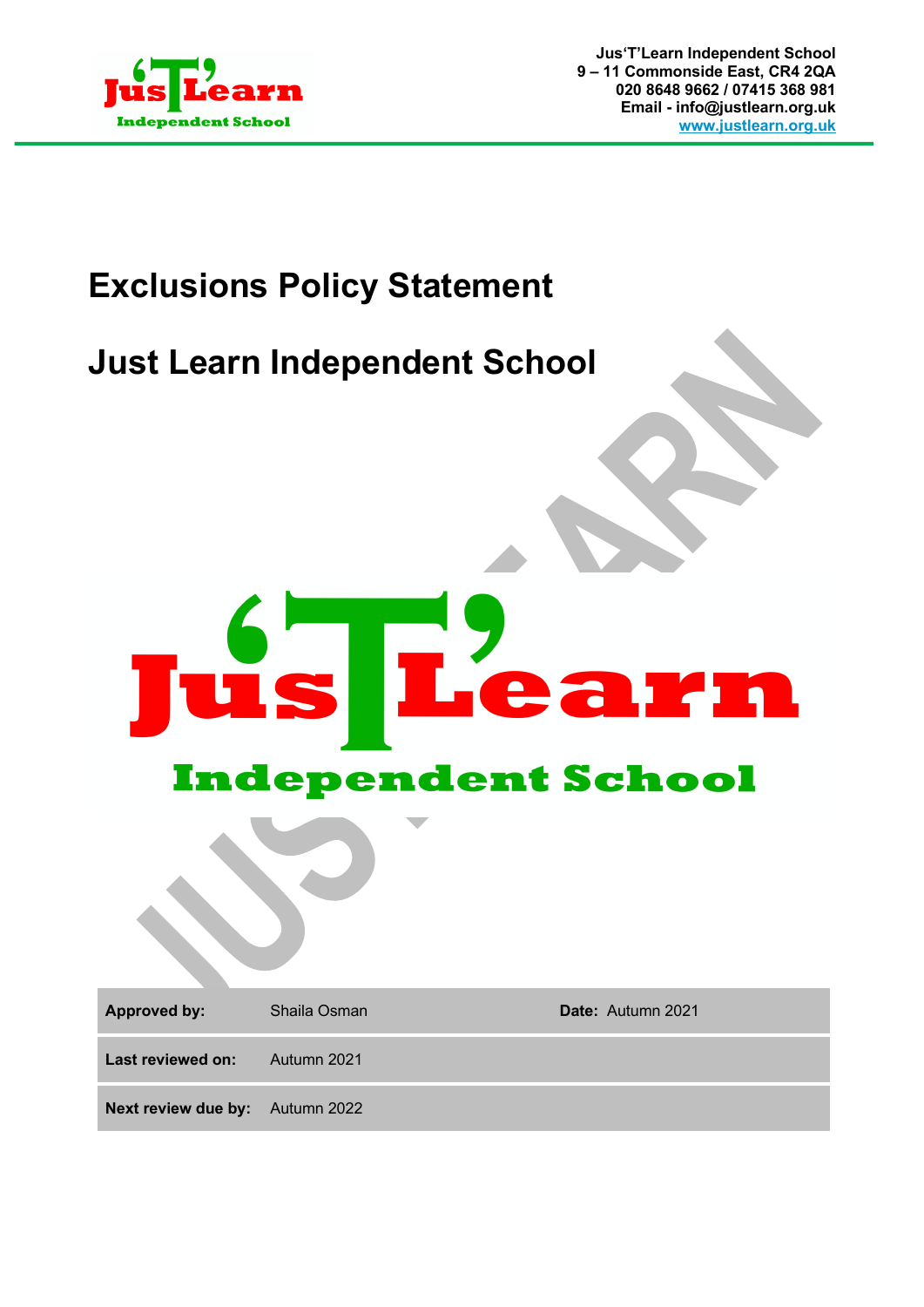Jus'T'Learn Independent School
9 – 11 Commonside East, CR4 2QA
020 8648 9662 / 07415 368 981
Email - info@justlearn.org.uk
www.justlearn.org.uk

# Exclusions Policy Statement

# Just Learn Independent School

| | | |
|---|---|---|
| **Approved by:** | Shaila Osman | **Date:** Autumn 2021 |
| **Last reviewed on:** | Autumn 2021 | |
| **Next review due by:** | Autumn 2022 | |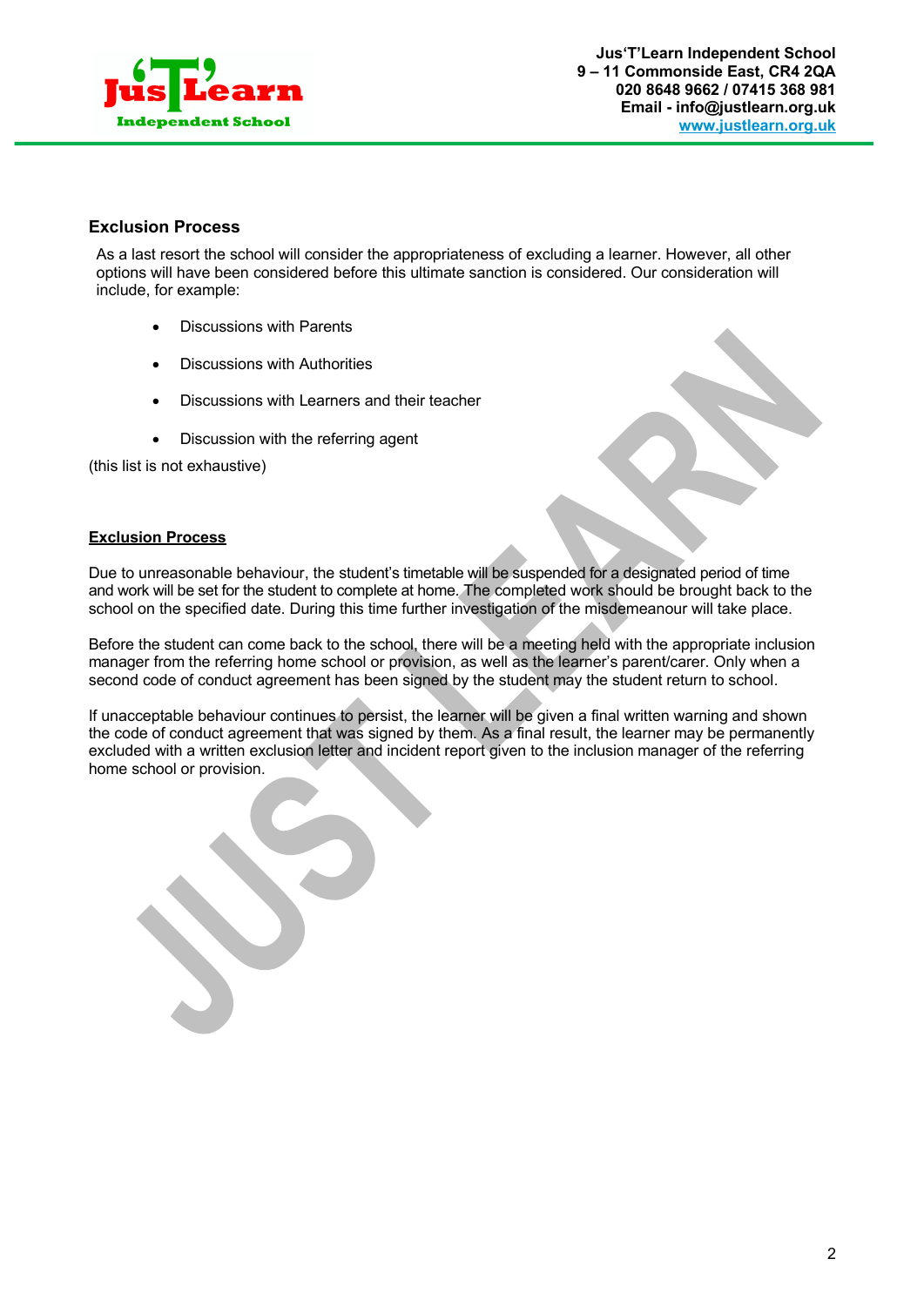### Exclusion Process

As a last resort the school will consider the appropriateness of excluding a learner. However, all other options will have been considered before this ultimate sanction is considered. Our consideration will include, for example:

- Discussions with Parents
- Discussions with Authorities
- Discussions with Learners and their teacher
- Discussion with the referring agent

(this list is not exhaustive)

**<u>Exclusion Process</u>**

Due to unreasonable behaviour, the student's timetable will be suspended for a designated period of time and work will be set for the student to complete at home. The completed work should be brought back to the school on the specified date. During this time further investigation of the misdemeanour will take place.

Before the student can come back to the school, there will be a meeting held with the appropriate inclusion manager from the referring home school or provision, as well as the learner's parent/carer. Only when a second code of conduct agreement has been signed by the student may the student return to school.

If unacceptable behaviour continues to persist, the learner will be given a final written warning and shown the code of conduct agreement that was signed by them. As a final result, the learner may be permanently excluded with a written exclusion letter and incident report given to the inclusion manager of the referring home school or provision.